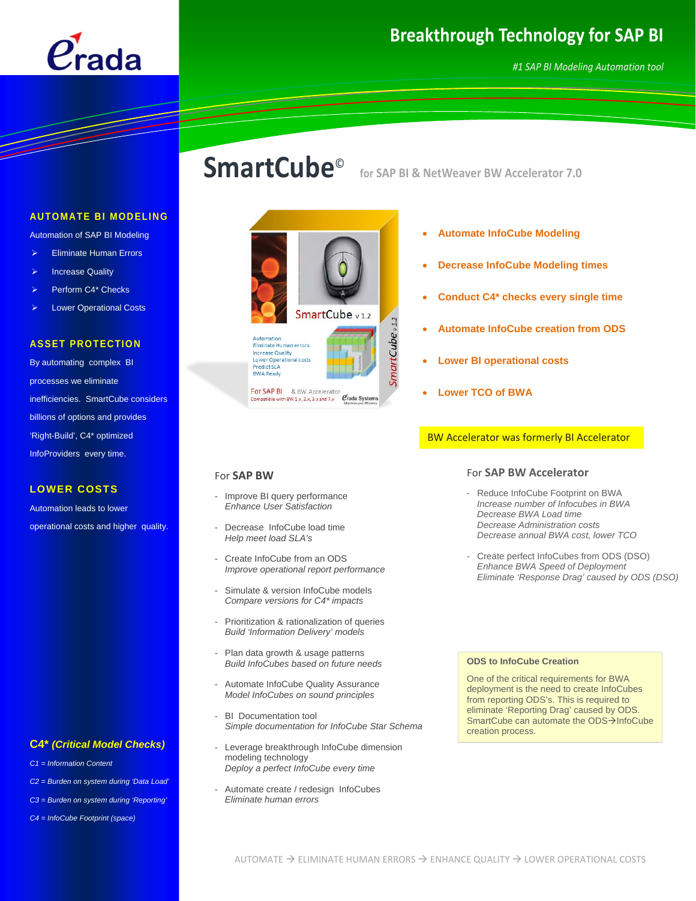# Erada

## Breakthrough Technology for SAP BI

*#1 SAP BI Modeling Automation tool*

# SmartCube© for SAP BI & NetWeaver BW Accelerator 7.0

### AUTOMATE BI MODELING

Automation of SAP BI Modeling

- Eliminate Human Errors
- Increase Quality
- Perform C4* Checks
- Lower Operational Costs

### ASSET PROTECTION

By automating complex BI processes we eliminate inefficiencies. SmartCube considers billions of options and provides 'Right-Build', C4* optimized InfoProviders every time.

### LOWER COSTS

Automation leads to lower operational costs and higher quality.

### *C4* (Critical Model Checks)*

*C1 = Information Content*

*C2 = Burden on system during 'Data Load'*

*C3 = Burden on system during 'Reporting'*

*C4 = InfoCube Footprint (space)*

---

- **Automate InfoCube Modeling**
- **Decrease InfoCube Modeling times**
- **Conduct C4* checks every single time**
- **Automate InfoCube creation from ODS**
- **Lower BI operational costs**
- **Lower TCO of BWA**

BW Accelerator was formerly BI Accelerator

### For **SAP BW**

- Improve BI query performance
  *Enhance User Satisfaction*
- Decrease InfoCube load time
  *Help meet load SLA's*
- Create InfoCube from an ODS
  *Improve operational report performance*
- Simulate & version InfoCube models
  *Compare versions for C4* impacts*
- Prioritization & rationalization of queries
  *Build 'Information Delivery' models*
- Plan data growth & usage patterns
  *Build InfoCubes based on future needs*
- Automate InfoCube Quality Assurance
  *Model InfoCubes on sound principles*
- BI Documentation tool
  *Simple documentation for InfoCube Star Schema*
- Leverage breakthrough InfoCube dimension modeling technology
  *Deploy a perfect InfoCube every time*
- Automate create / redesign InfoCubes
  *Eliminate human errors*

### For **SAP BW Accelerator**

- Reduce InfoCube Footprint on BWA
  *Increase number of Infocubes in BWA*
  *Decrease BWA Load time*
  *Decrease Administration costs*
  *Decrease annual BWA cost, lower TCO*
- Create perfect InfoCubes from ODS (DSO)
  *Enhance BWA Speed of Deployment*
  *Eliminate 'Response Drag' caused by ODS (DSO)*

**ODS to InfoCube Creation**

One of the critical requirements for BWA deployment is the need to create InfoCubes from reporting ODS's. This is required to eliminate 'Reporting Drag' caused by ODS. SmartCube can automate the ODS→InfoCube creation process.

AUTOMATE → ELIMINATE HUMAN ERRORS → ENHANCE QUALITY → LOWER OPERATIONAL COSTS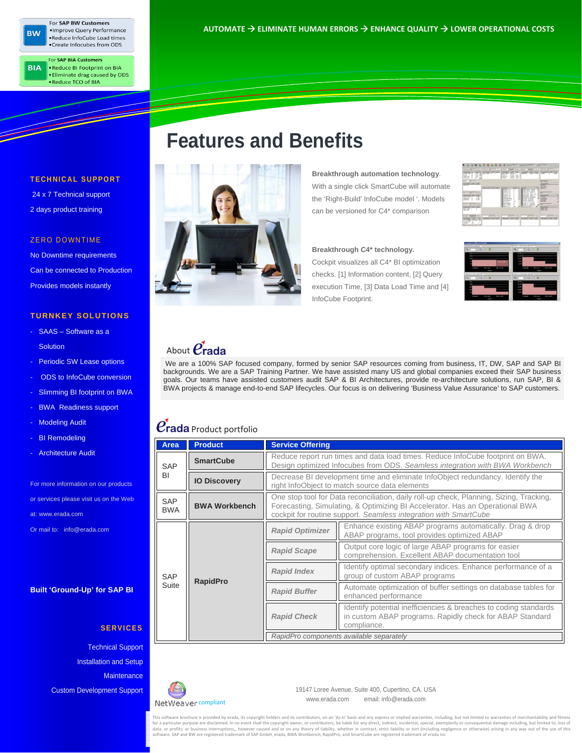For SAP BW Customers
- Improve Query Performance
- Reduce InfoCube Load times
- Create Infocubes from ODS

For SAP BIA Customers
- Reduce BI Footprint on BIA
- Eliminate drag caused by ODS
- Reduce TCO of BIA

AUTOMATE → ELIMINATE HUMAN ERRORS → ENHANCE QUALITY → LOWER OPERATIONAL COSTS

# Features and Benefits

**Breakthrough automation technology**. With a single click SmartCube will automate the 'Right-Build' InfoCube model '. Models can be versioned for C4* comparison

**Breakthrough C4* technology.** Cockpit visualizes all C4* BI optimization checks. [1] Information content, [2] Query execution Time, [3] Data Load Time and [4] InfoCube Footprint.

## About erada

We are a 100% SAP focused company, formed by senior SAP resources coming from business, IT, DW, SAP and SAP BI backgrounds. We are a SAP Training Partner. We have assisted many US and global companies exceed their SAP business goals. Our teams have assisted customers audit SAP & BI Architectures, provide re-architecture solutions, run SAP, BI & BWA projects & manage end-to-end SAP lifecycles. Our focus is on delivering 'Business Value Assurance' to SAP customers.

## erada Product portfolio

| Area | Product | Service Offering | |
|---|---|---|---|
| SAP BI | **SmartCube** | Reduce report run times and data load times. Reduce InfoCube footprint on BWA. Design optimized Infocubes from ODS. *Seamless integration with BWA Workbench* | |
| | **IO Discovery** | Decrease BI development time and eliminate InfoObject redundancy. Identify the right InfoObject to match source data elements | |
| SAP BWA | **BWA Workbench** | One stop tool for Data reconciliation, daily roll-up check, Planning, Sizing, Tracking, Forecasting, Simulating, & Optimizing BI Accelerator. Has an Operational BWA cockpit for routine support. *Seamless integration with SmartCube* | |
| SAP Suite | **RapidPro** | ***Rapid Optimizer*** | Enhance existing ABAP programs automatically. Drag & drop ABAP programs, tool provides optimized ABAP |
| | | ***Rapid Scape*** | Output core logic of large ABAP programs for easier comprehension. Excellent ABAP documentation tool |
| | | ***Rapid Index*** | Identify optimal secondary indices. Enhance performance of a group of custom ABAP programs |
| | | ***Rapid Buffer*** | Automate optimization of buffer settings on database tables for enhanced performance |
| | | ***Rapid Check*** | Identify potential inefficiencies & breaches to coding standards in custom ABAP programs. Rapidly check for ABAP Standard compliance. |
| | | *RapidPro components available separately* | |

### TECHNICAL SUPPORT

24 x 7 Technical support

2 days product training

### ZERO DOWNTIME

No Downtime requirements

Can be connected to Production

Provides models instantly

### TURNKEY SOLUTIONS

- SAAS – Software as a Solution
- Periodic SW Lease options
- ODS to InfoCube conversion
- Slimming BI footprint on BWA
- BWA Readiness support
- Modeling Audit
- BI Remodeling
- Architecture Audit

For more information on our products or services please visit us on the Web at: www.erada.com

Or mail to: info@erada.com

**Built 'Ground-Up' for SAP BI**

### SERVICES

Technical Support

Installation and Setup

Maintenance

Custom Development Support

NetWeaver compliant

19147 Loree Avenue, Suite 400, Cupertino, CA. USA

www.erada.com email: info@erada.com

This software brochure is provided by erada, its copyright holders and its contributors, on an 'As-Is' basis and any express or implied warranties, including, but not limited to warranties of merchantability and fitness for a particular purpose are disclaimed. In no event shall the copyright owner, or contributors, be liable for any direct, indirect, incidental, special, exemplarily or consequential damage including, but limited to, loss of data, or profits; or business interruptions,, however caused and or on any theory of liability, whether in contract, strict liability or tort (including negligence or otherwise) arising in any way out of the use of this software. SAP and BW are registered trademark of SAP GmbH, erada, BWA Workbench, RapidPro, and SmartCube are registered trademark of erada Inc